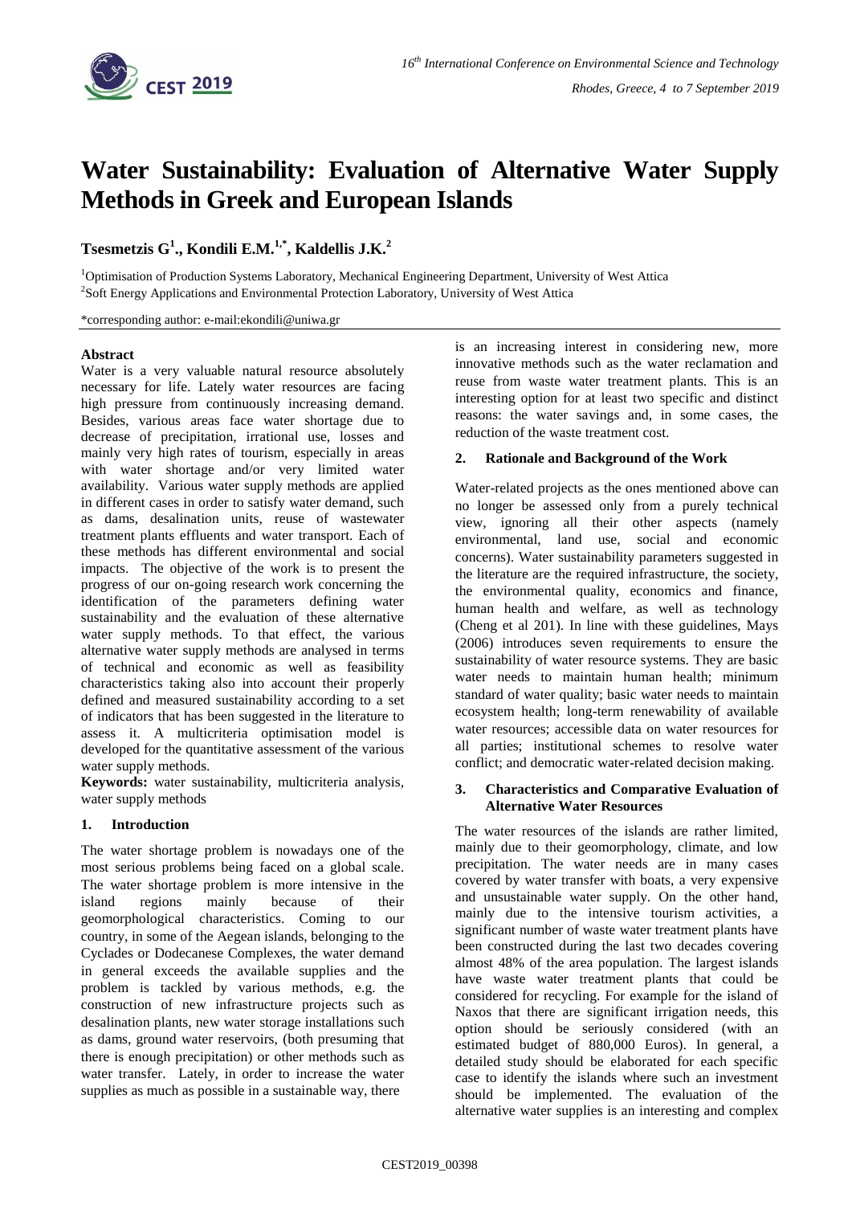# Water Sustainability: Evaluation of Alternative Water Supply Methods in Greek and European Islands

**Tsesmetzis G[1]., Kondili E.M.[1,*], Kaldellis J.K.[2]**

[1]Optimisation of Production Systems Laboratory, Mechanical Engineering Department, University of West Attica

[2]Soft Energy Applications and Environmental Protection Laboratory, University of West Attica

*corresponding author: e-mail:ekondili@uniwa.gr

### Abstract

Water is a very valuable natural resource absolutely necessary for life. Lately water resources are facing high pressure from continuously increasing demand. Besides, various areas face water shortage due to decrease of precipitation, irrational use, losses and mainly very high rates of tourism, especially in areas with water shortage and/or very limited water availability. Various water supply methods are applied in different cases in order to satisfy water demand, such as dams, desalination units, reuse of wastewater treatment plants effluents and water transport. Each of these methods has different environmental and social impacts. The objective of the work is to present the progress of our on-going research work concerning the identification of the parameters defining water sustainability and the evaluation of these alternative water supply methods. To that effect, the various alternative water supply methods are analysed in terms of technical and economic as well as feasibility characteristics taking also into account their properly defined and measured sustainability according to a set of indicators that has been suggested in the literature to assess it. A multicriteria optimisation model is developed for the quantitative assessment of the various water supply methods.

**Keywords:** water sustainability, multicriteria analysis, water supply methods

## 1. Introduction

The water shortage problem is nowadays one of the most serious problems being faced on a global scale. The water shortage problem is more intensive in the island regions mainly because of their geomorphological characteristics. Coming to our country, in some of the Aegean islands, belonging to the Cyclades or Dodecanese Complexes, the water demand in general exceeds the available supplies and the problem is tackled by various methods, e.g. the construction of new infrastructure projects such as desalination plants, new water storage installations such as dams, ground water reservoirs, (both presuming that there is enough precipitation) or other methods such as water transfer. Lately, in order to increase the water supplies as much as possible in a sustainable way, there is an increasing interest in considering new, more innovative methods such as the water reclamation and reuse from waste water treatment plants. This is an interesting option for at least two specific and distinct reasons: the water savings and, in some cases, the reduction of the waste treatment cost.

## 2. Rationale and Background of the Work

Water-related projects as the ones mentioned above can no longer be assessed only from a purely technical view, ignoring all their other aspects (namely environmental, land use, social and economic concerns). Water sustainability parameters suggested in the literature are the required infrastructure, the society, the environmental quality, economics and finance, human health and welfare, as well as technology (Cheng et al 201). In line with these guidelines, Mays (2006) introduces seven requirements to ensure the sustainability of water resource systems. They are basic water needs to maintain human health; minimum standard of water quality; basic water needs to maintain ecosystem health; long-term renewability of available water resources; accessible data on water resources for all parties; institutional schemes to resolve water conflict; and democratic water-related decision making.

## 3. Characteristics and Comparative Evaluation of Alternative Water Resources

The water resources of the islands are rather limited, mainly due to their geomorphology, climate, and low precipitation. The water needs are in many cases covered by water transfer with boats, a very expensive and unsustainable water supply. On the other hand, mainly due to the intensive tourism activities, a significant number of waste water treatment plants have been constructed during the last two decades covering almost 48% of the area population. The largest islands have waste water treatment plants that could be considered for recycling. For example for the island of Naxos that there are significant irrigation needs, this option should be seriously considered (with an estimated budget of 880,000 Euros). In general, a detailed study should be elaborated for each specific case to identify the islands where such an investment should be implemented. The evaluation of the alternative water supplies is an interesting and complex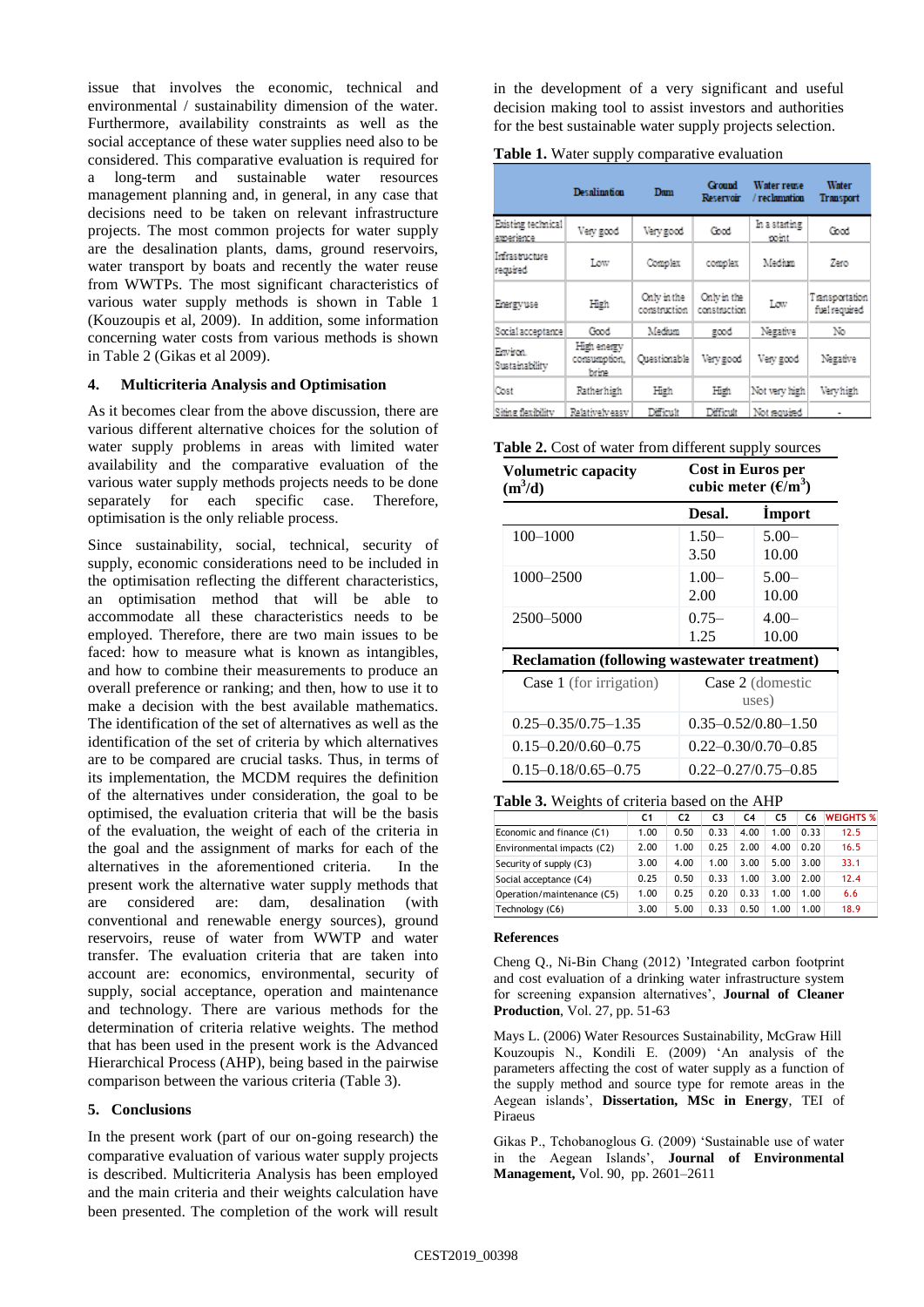issue that involves the economic, technical and environmental / sustainability dimension of the water. Furthermore, availability constraints as well as the social acceptance of these water supplies need also to be considered. This comparative evaluation is required for a long-term and sustainable water resources management planning and, in general, in any case that decisions need to be taken on relevant infrastructure projects. The most common projects for water supply are the desalination plants, dams, ground reservoirs, water transport by boats and recently the water reuse from WWTPs. The most significant characteristics of various water supply methods is shown in Table 1 (Kouzoupis et al, 2009). In addition, some information concerning water costs from various methods is shown in Table 2 (Gikas et al 2009).

## 4. Multicriteria Analysis and Optimisation

As it becomes clear from the above discussion, there are various different alternative choices for the solution of water supply problems in areas with limited water availability and the comparative evaluation of the various water supply methods projects needs to be done separately for each specific case. Therefore, optimisation is the only reliable process.

Since sustainability, social, technical, security of supply, economic considerations need to be included in the optimisation reflecting the different characteristics, an optimisation method that will be able to accommodate all these characteristics needs to be employed. Therefore, there are two main issues to be faced: how to measure what is known as intangibles, and how to combine their measurements to produce an overall preference or ranking; and then, how to use it to make a decision with the best available mathematics. The identification of the set of alternatives as well as the identification of the set of criteria by which alternatives are to be compared are crucial tasks. Thus, in terms of its implementation, the MCDM requires the definition of the alternatives under consideration, the goal to be optimised, the evaluation criteria that will be the basis of the evaluation, the weight of each of the criteria in the goal and the assignment of marks for each of the alternatives in the aforementioned criteria. In the present work the alternative water supply methods that are considered are: dam, desalination (with conventional and renewable energy sources), ground reservoirs, reuse of water from WWTP and water transfer. The evaluation criteria that are taken into account are: economics, environmental, security of supply, social acceptance, operation and maintenance and technology. There are various methods for the determination of criteria relative weights. The method that has been used in the present work is the Advanced Hierarchical Process (AHP), being based in the pairwise comparison between the various criteria (Table 3).

## 5. Conclusions

In the present work (part of our on-going research) the comparative evaluation of various water supply projects is described. Multicriteria Analysis has been employed and the main criteria and their weights calculation have been presented. The completion of the work will result in the development of a very significant and useful decision making tool to assist investors and authorities for the best sustainable water supply projects selection.

**Table 1.** Water supply comparative evaluation

| | Desalination | Dam | Ground Reservoir | Water reuse / reclamation | Water Transport |
|---|---|---|---|---|---|
| Existing technical experience | Very good | Very good | Good | In a starting point | Good |
| Infrastructure required | Low | Complex | complex | Medium | Zero |
| Energy use | High | Only in the construction | Only in the construction | Low | Transportation fuel required |
| Social acceptance | Good | Medium | good | Negative | No |
| Environ. Sustainability | High energy consumption, brine | Questionable | Very good | Very good | Negative |
| Cost | Rather high | High | High | Not very high | Very high |
| Siting flexibility | Relatively easy | Difficult | Difficult | Not required | - |

**Table 2.** Cost of water from different supply sources

| Volumetric capacity ($m^3$/d) | Cost in Euros per cubic meter (€/$m^3$) | |
|---|---|---|
| | **Desal.** | **Import** |
| 100–1000 | 1.50–3.50 | 5.00–10.00 |
| 1000–2500 | 1.00–2.00 | 5.00–10.00 |
| 2500–5000 | 0.75–1.25 | 4.00–10.00 |
| **Reclamation (following wastewater treatment)** | | |
| Case 1 (for irrigation) | Case 2 (domestic uses) | |
| 0.25–0.35/0.75–1.35 | 0.35–0.52/0.80–1.50 | |
| 0.15–0.20/0.60–0.75 | 0.22–0.30/0.70–0.85 | |
| 0.15–0.18/0.65–0.75 | 0.22–0.27/0.75–0.85 | |

**Table 3.** Weights of criteria based on the AHP

| | C1 | C2 | C3 | C4 | C5 | C6 | WEIGHTS % |
|---|---|---|---|---|---|---|---|
| Economic and finance (C1) | 1.00 | 0.50 | 0.33 | 4.00 | 1.00 | 0.33 | 12.5 |
| Environmental impacts (C2) | 2.00 | 1.00 | 0.25 | 2.00 | 4.00 | 0.20 | 16.5 |
| Security of supply (C3) | 3.00 | 4.00 | 1.00 | 3.00 | 5.00 | 3.00 | 33.1 |
| Social acceptance (C4) | 0.25 | 0.50 | 0.33 | 1.00 | 3.00 | 2.00 | 12.4 |
| Operation/maintenance (C5) | 1.00 | 0.25 | 0.20 | 0.33 | 1.00 | 1.00 | 6.6 |
| Technology (C6) | 3.00 | 5.00 | 0.33 | 0.50 | 1.00 | 1.00 | 18.9 |

### References

Cheng Q., Ni-Bin Chang (2012) 'Integrated carbon footprint and cost evaluation of a drinking water infrastructure system for screening expansion alternatives', **Journal of Cleaner Production**, Vol. 27, pp. 51-63

Mays L. (2006) Water Resources Sustainability, McGraw Hill

Kouzoupis N., Kondili E. (2009) 'An analysis of the parameters affecting the cost of water supply as a function of the supply method and source type for remote areas in the Aegean islands', **Dissertation, MSc in Energy**, TEI of Piraeus

Gikas P., Tchobanoglous G. (2009) 'Sustainable use of water in the Aegean Islands', **Journal of Environmental Management,** Vol. 90, pp. 2601–2611